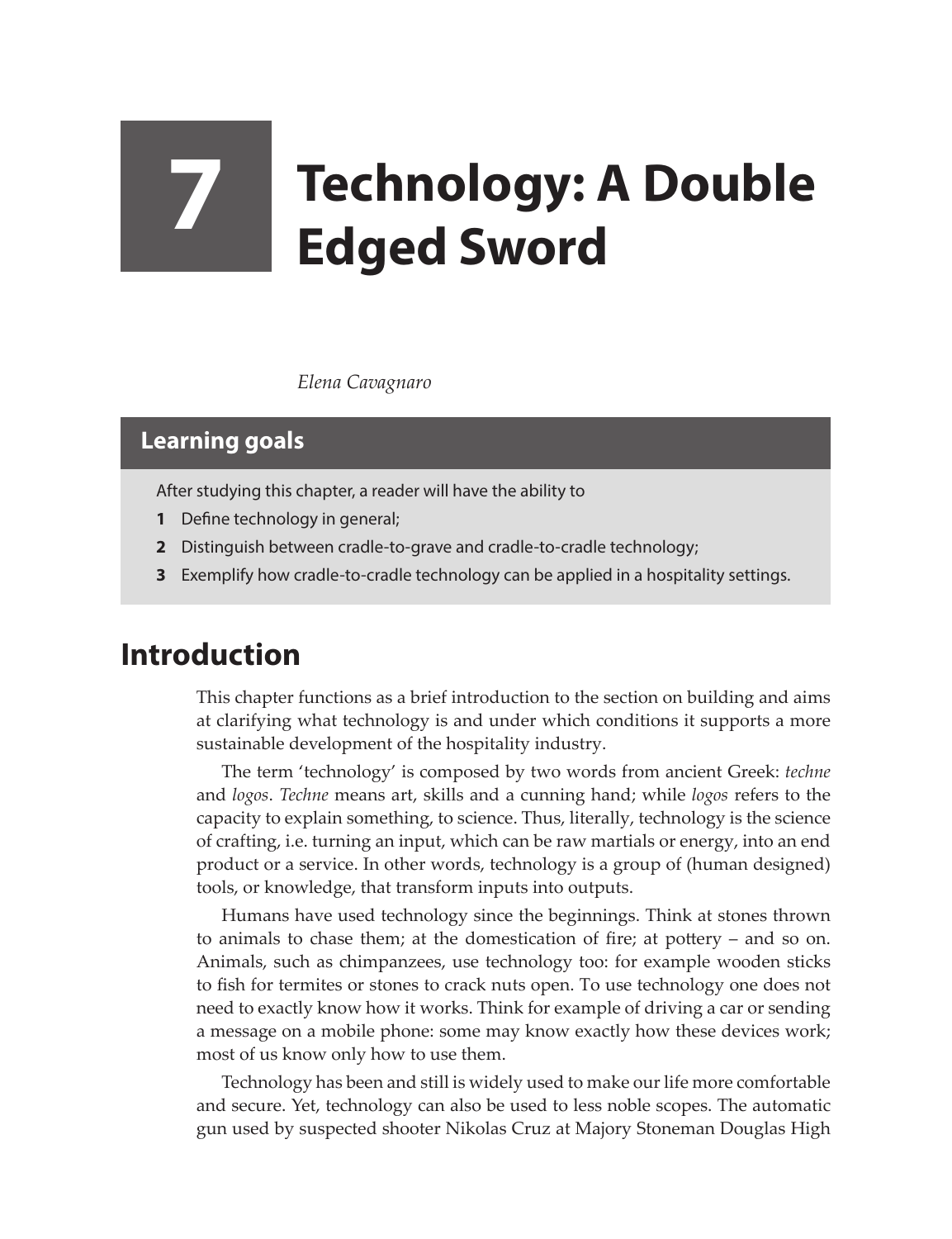# 7 Technology: A Double Edged Sword

*Elena Cavagnaro*

## Learning goals

After studying this chapter, a reader will have the ability to

1. Define technology in general;
2. Distinguish between cradle-to-grave and cradle-to-cradle technology;
3. Exemplify how cradle-to-cradle technology can be applied in a hospitality settings.

## Introduction

This chapter functions as a brief introduction to the section on building and aims at clarifying what technology is and under which conditions it supports a more sustainable development of the hospitality industry.

The term 'technology' is composed by two words from ancient Greek: *techne* and *logos*. *Techne* means art, skills and a cunning hand; while *logos* refers to the capacity to explain something, to science. Thus, literally, technology is the science of crafting, i.e. turning an input, which can be raw martials or energy, into an end product or a service. In other words, technology is a group of (human designed) tools, or knowledge, that transform inputs into outputs.

Humans have used technology since the beginnings. Think at stones thrown to animals to chase them; at the domestication of fire; at pottery – and so on. Animals, such as chimpanzees, use technology too: for example wooden sticks to fish for termites or stones to crack nuts open. To use technology one does not need to exactly know how it works. Think for example of driving a car or sending a message on a mobile phone: some may know exactly how these devices work; most of us know only how to use them.

Technology has been and still is widely used to make our life more comfortable and secure. Yet, technology can also be used to less noble scopes. The automatic gun used by suspected shooter Nikolas Cruz at Majory Stoneman Douglas High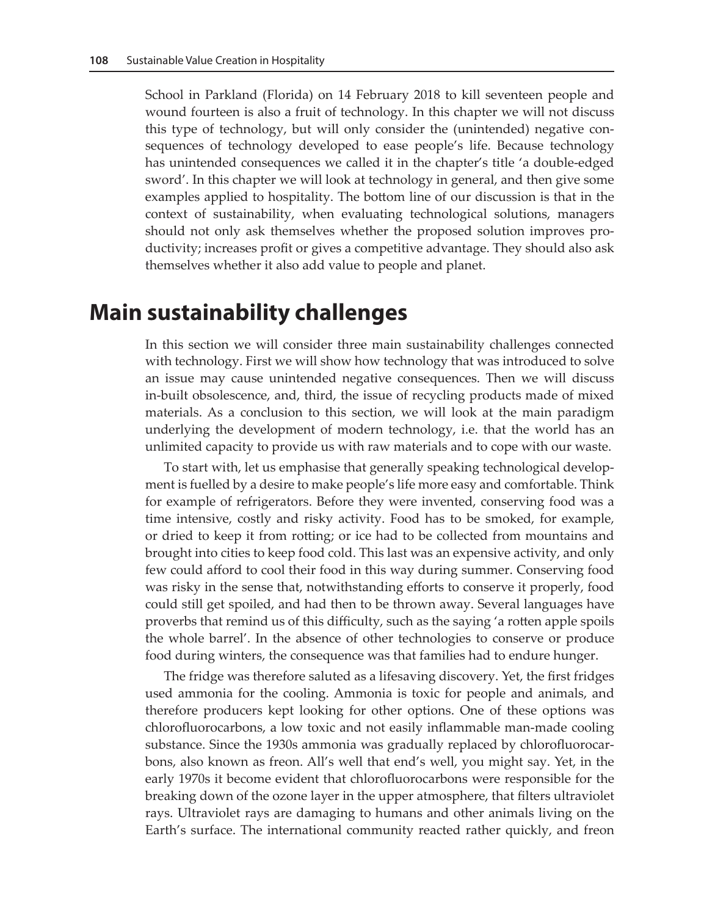School in Parkland (Florida) on 14 February 2018 to kill seventeen people and wound fourteen is also a fruit of technology. In this chapter we will not discuss this type of technology, but will only consider the (unintended) negative consequences of technology developed to ease people's life. Because technology has unintended consequences we called it in the chapter's title 'a double-edged sword'. In this chapter we will look at technology in general, and then give some examples applied to hospitality. The bottom line of our discussion is that in the context of sustainability, when evaluating technological solutions, managers should not only ask themselves whether the proposed solution improves productivity; increases profit or gives a competitive advantage. They should also ask themselves whether it also add value to people and planet.

## Main sustainability challenges

In this section we will consider three main sustainability challenges connected with technology. First we will show how technology that was introduced to solve an issue may cause unintended negative consequences. Then we will discuss in-built obsolescence, and, third, the issue of recycling products made of mixed materials. As a conclusion to this section, we will look at the main paradigm underlying the development of modern technology, i.e. that the world has an unlimited capacity to provide us with raw materials and to cope with our waste.

To start with, let us emphasise that generally speaking technological development is fuelled by a desire to make people's life more easy and comfortable. Think for example of refrigerators. Before they were invented, conserving food was a time intensive, costly and risky activity. Food has to be smoked, for example, or dried to keep it from rotting; or ice had to be collected from mountains and brought into cities to keep food cold. This last was an expensive activity, and only few could afford to cool their food in this way during summer. Conserving food was risky in the sense that, notwithstanding efforts to conserve it properly, food could still get spoiled, and had then to be thrown away. Several languages have proverbs that remind us of this difficulty, such as the saying 'a rotten apple spoils the whole barrel'. In the absence of other technologies to conserve or produce food during winters, the consequence was that families had to endure hunger.

The fridge was therefore saluted as a lifesaving discovery. Yet, the first fridges used ammonia for the cooling. Ammonia is toxic for people and animals, and therefore producers kept looking for other options. One of these options was chlorofluorocarbons, a low toxic and not easily inflammable man-made cooling substance. Since the 1930s ammonia was gradually replaced by chlorofluorocarbons, also known as freon. All's well that end's well, you might say. Yet, in the early 1970s it become evident that chlorofluorocarbons were responsible for the breaking down of the ozone layer in the upper atmosphere, that filters ultraviolet rays. Ultraviolet rays are damaging to humans and other animals living on the Earth's surface. The international community reacted rather quickly, and freon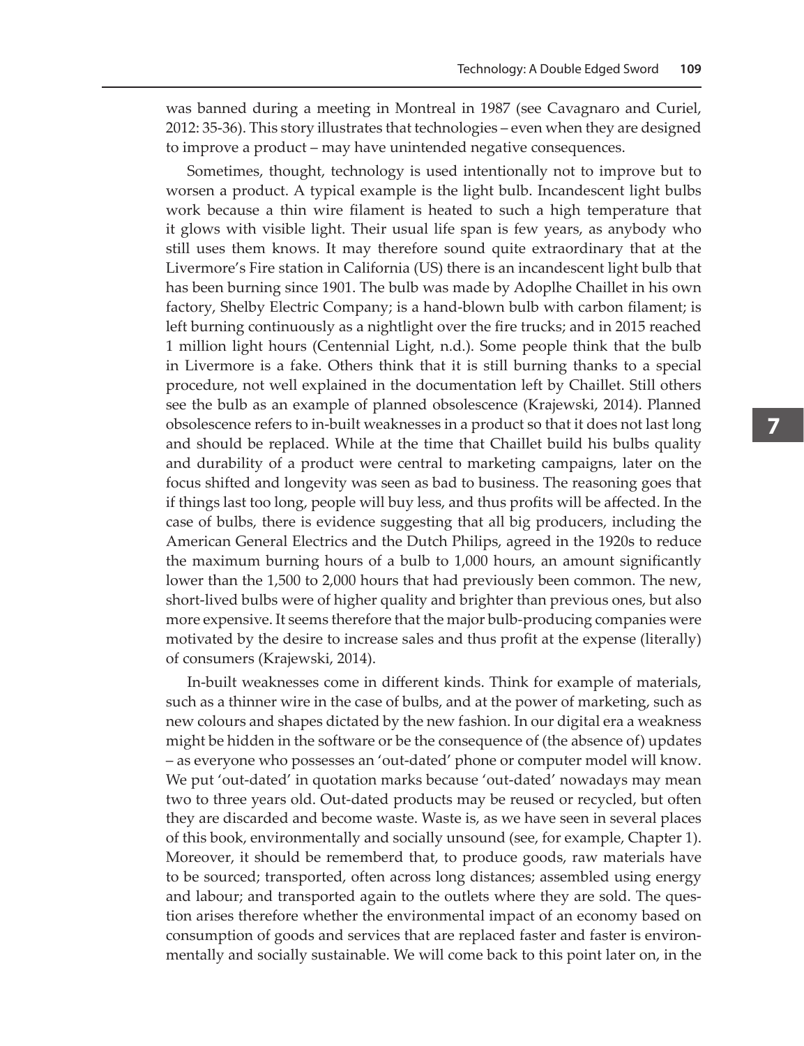was banned during a meeting in Montreal in 1987 (see Cavagnaro and Curiel, 2012: 35-36). This story illustrates that technologies – even when they are designed to improve a product – may have unintended negative consequences.

Sometimes, thought, technology is used intentionally not to improve but to worsen a product. A typical example is the light bulb. Incandescent light bulbs work because a thin wire filament is heated to such a high temperature that it glows with visible light. Their usual life span is few years, as anybody who still uses them knows. It may therefore sound quite extraordinary that at the Livermore's Fire station in California (US) there is an incandescent light bulb that has been burning since 1901. The bulb was made by Adoplhe Chaillet in his own factory, Shelby Electric Company; is a hand-blown bulb with carbon filament; is left burning continuously as a nightlight over the fire trucks; and in 2015 reached 1 million light hours (Centennial Light, n.d.). Some people think that the bulb in Livermore is a fake. Others think that it is still burning thanks to a special procedure, not well explained in the documentation left by Chaillet. Still others see the bulb as an example of planned obsolescence (Krajewski, 2014). Planned obsolescence refers to in-built weaknesses in a product so that it does not last long and should be replaced. While at the time that Chaillet build his bulbs quality and durability of a product were central to marketing campaigns, later on the focus shifted and longevity was seen as bad to business. The reasoning goes that if things last too long, people will buy less, and thus profits will be affected. In the case of bulbs, there is evidence suggesting that all big producers, including the American General Electrics and the Dutch Philips, agreed in the 1920s to reduce the maximum burning hours of a bulb to 1,000 hours, an amount significantly lower than the 1,500 to 2,000 hours that had previously been common. The new, short-lived bulbs were of higher quality and brighter than previous ones, but also more expensive. It seems therefore that the major bulb-producing companies were motivated by the desire to increase sales and thus profit at the expense (literally) of consumers (Krajewski, 2014).

In-built weaknesses come in different kinds. Think for example of materials, such as a thinner wire in the case of bulbs, and at the power of marketing, such as new colours and shapes dictated by the new fashion. In our digital era a weakness might be hidden in the software or be the consequence of (the absence of) updates – as everyone who possesses an 'out-dated' phone or computer model will know. We put 'out-dated' in quotation marks because 'out-dated' nowadays may mean two to three years old. Out-dated products may be reused or recycled, but often they are discarded and become waste. Waste is, as we have seen in several places of this book, environmentally and socially unsound (see, for example, Chapter 1). Moreover, it should be rememberd that, to produce goods, raw materials have to be sourced; transported, often across long distances; assembled using energy and labour; and transported again to the outlets where they are sold. The question arises therefore whether the environmental impact of an economy based on consumption of goods and services that are replaced faster and faster is environmentally and socially sustainable. We will come back to this point later on, in the